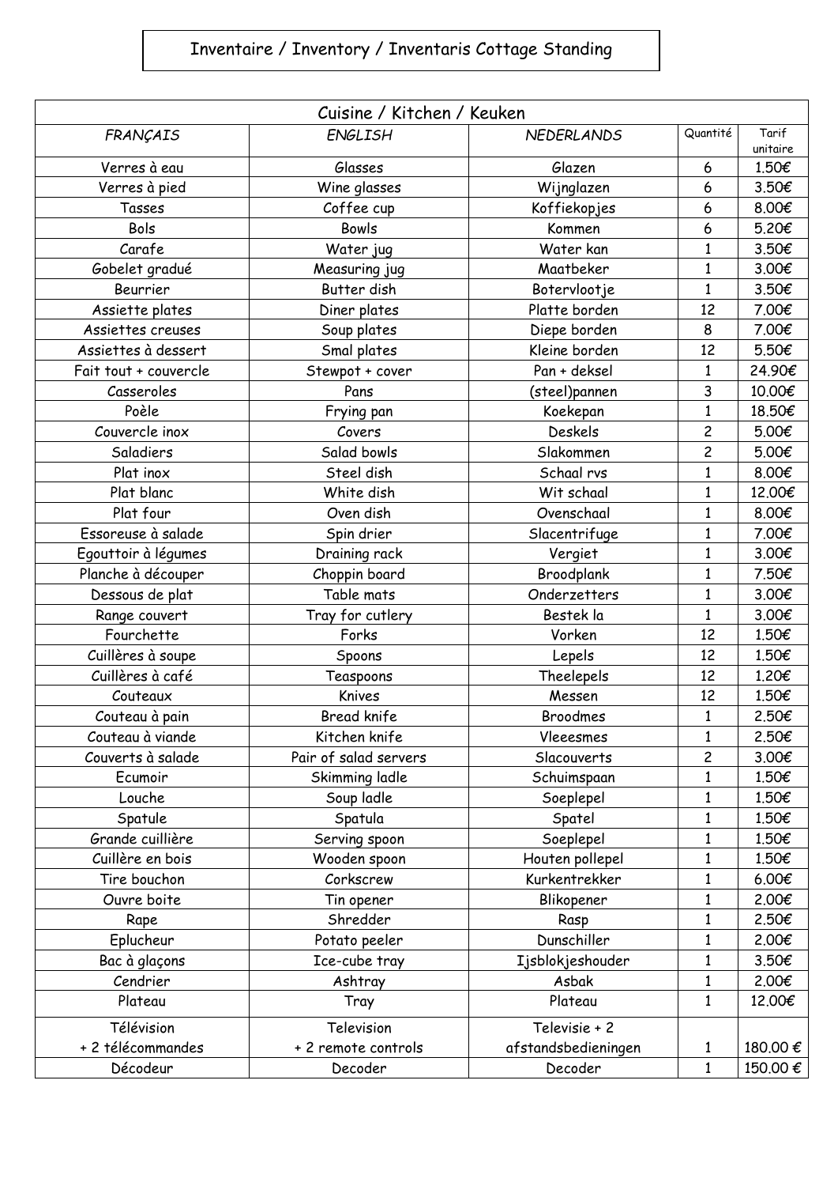# Inventaire / Inventory / Inventaris Cottage Standing

| Cuisine / Kitchen / Keuken | | | | |
|---|---|---|---|---|
| *FRANÇAIS* | *ENGLISH* | *NEDERLANDS* | Quantité | Tarif unitaire |
| Verres à eau | Glasses | Glazen | 6 | 1.50€ |
| Verres à pied | Wine glasses | Wijnglazen | 6 | 3.50€ |
| Tasses | Coffee cup | Koffiekopjes | 6 | 8.00€ |
| Bols | Bowls | Kommen | 6 | 5.20€ |
| Carafe | Water jug | Water kan | 1 | 3.50€ |
| Gobelet gradué | Measuring jug | Maatbeker | 1 | 3.00€ |
| Beurrier | Butter dish | Botervlootje | 1 | 3.50€ |
| Assiette plates | Diner plates | Platte borden | 12 | 7.00€ |
| Assiettes creuses | Soup plates | Diepe borden | 8 | 7.00€ |
| Assiettes à dessert | Smal plates | Kleine borden | 12 | 5.50€ |
| Fait tout + couvercle | Stewpot + cover | Pan + deksel | 1 | 24.90€ |
| Casseroles | Pans | (steel)pannen | 3 | 10.00€ |
| Poèle | Frying pan | Koekepan | 1 | 18.50€ |
| Couvercle inox | Covers | Deskels | 2 | 5.00€ |
| Saladiers | Salad bowls | Slakommen | 2 | 5.00€ |
| Plat inox | Steel dish | Schaal rvs | 1 | 8.00€ |
| Plat blanc | White dish | Wit schaal | 1 | 12.00€ |
| Plat four | Oven dish | Ovenschaal | 1 | 8.00€ |
| Essoreuse à salade | Spin drier | Slacentrifuge | 1 | 7.00€ |
| Egouttoir à légumes | Draining rack | Vergiet | 1 | 3.00€ |
| Planche à découper | Choppin board | Broodplank | 1 | 7.50€ |
| Dessous de plat | Table mats | Onderzetters | 1 | 3.00€ |
| Range couvert | Tray for cutlery | Bestek la | 1 | 3.00€ |
| Fourchette | Forks | Vorken | 12 | 1.50€ |
| Cuillères à soupe | Spoons | Lepels | 12 | 1.50€ |
| Cuillères à café | Teaspoons | Theelepels | 12 | 1.20€ |
| Couteaux | Knives | Messen | 12 | 1.50€ |
| Couteau à pain | Bread knife | Broodmes | 1 | 2.50€ |
| Couteau à viande | Kitchen knife | Vleeesmes | 1 | 2.50€ |
| Couverts à salade | Pair of salad servers | Slacouverts | 2 | 3.00€ |
| Ecumoir | Skimming ladle | Schuimspaan | 1 | 1.50€ |
| Louche | Soup ladle | Soeplepel | 1 | 1.50€ |
| Spatule | Spatula | Spatel | 1 | 1.50€ |
| Grande cuillière | Serving spoon | Soeplepel | 1 | 1.50€ |
| Cuillère en bois | Wooden spoon | Houten pollepel | 1 | 1.50€ |
| Tire bouchon | Corkscrew | Kurkentrekker | 1 | 6.00€ |
| Ouvre boite | Tin opener | Blikopener | 1 | 2.00€ |
| Rape | Shredder | Rasp | 1 | 2.50€ |
| Eplucheur | Potato peeler | Dunschiller | 1 | 2.00€ |
| Bac à glaçons | Ice-cube tray | Ijsblokjeshouder | 1 | 3.50€ |
| Cendrier | Ashtray | Asbak | 1 | 2.00€ |
| Plateau | Tray | Plateau | 1 | 12.00€ |
| Télévision + 2 télécommandes | Television + 2 remote controls | Televisie + 2 afstandsbedieningen | 1 | 180.00 € |
| Décodeur | Decoder | Decoder | 1 | 150.00 € |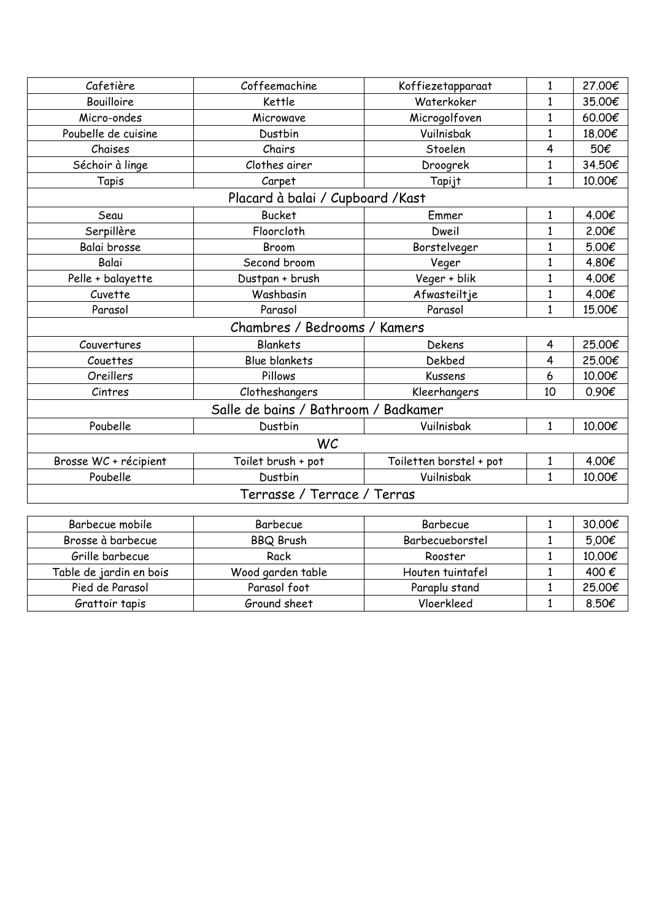| | | | | |
|---|---|---|---|---|
| Cafetière | Coffeemachine | Koffiezetapparaat | 1 | 27.00€ |
| Bouilloire | Kettle | Waterkoker | 1 | 35.00€ |
| Micro-ondes | Microwave | Microgolfoven | 1 | 60.00€ |
| Poubelle de cuisine | Dustbin | Vuilnisbak | 1 | 18.00€ |
| Chaises | Chairs | Stoelen | 4 | 50€ |
| Séchoir à linge | Clothes airer | Droogrek | 1 | 34.50€ |
| Tapis | Carpet | Tapijt | 1 | 10.00€ |
| Placard à balai / Cupboard /Kast | | | | |
| Seau | Bucket | Emmer | 1 | 4.00€ |
| Serpillère | Floorcloth | Dweil | 1 | 2.00€ |
| Balai brosse | Broom | Borstelveger | 1 | 5.00€ |
| Balai | Second broom | Veger | 1 | 4.80€ |
| Pelle + balayette | Dustpan + brush | Veger + blik | 1 | 4.00€ |
| Cuvette | Washbasin | Afwasteiltje | 1 | 4.00€ |
| Parasol | Parasol | Parasol | 1 | 15.00€ |
| Chambres / Bedrooms / Kamers | | | | |
| Couvertures | Blankets | Dekens | 4 | 25.00€ |
| Couettes | Blue blankets | Dekbed | 4 | 25.00€ |
| Oreillers | Pillows | Kussens | 6 | 10.00€ |
| Cintres | Clotheshangers | Kleerhangers | 10 | 0.90€ |
| Salle de bains / Bathroom / Badkamer | | | | |
| Poubelle | Dustbin | Vuilnisbak | 1 | 10.00€ |
| WC | | | | |
| Brosse WC + récipient | Toilet brush + pot | Toiletten borstel + pot | 1 | 4.00€ |
| Poubelle | Dustbin | Vuilnisbak | 1 | 10.00€ |
| Terrasse / Terrace / Terras | | | | |
| Barbecue mobile | Barbecue | Barbecue | 1 | 30.00€ |
| Brosse à barbecue | BBQ Brush | Barbecueborstel | 1 | 5,00€ |
| Grille barbecue | Rack | Rooster | 1 | 10.00€ |
| Table de jardin en bois | Wood garden table | Houten tuintafel | 1 | 400 € |
| Pied de Parasol | Parasol foot | Paraplu stand | 1 | 25.00€ |
| Grattoir tapis | Ground sheet | Vloerkleed | 1 | 8.50€ |